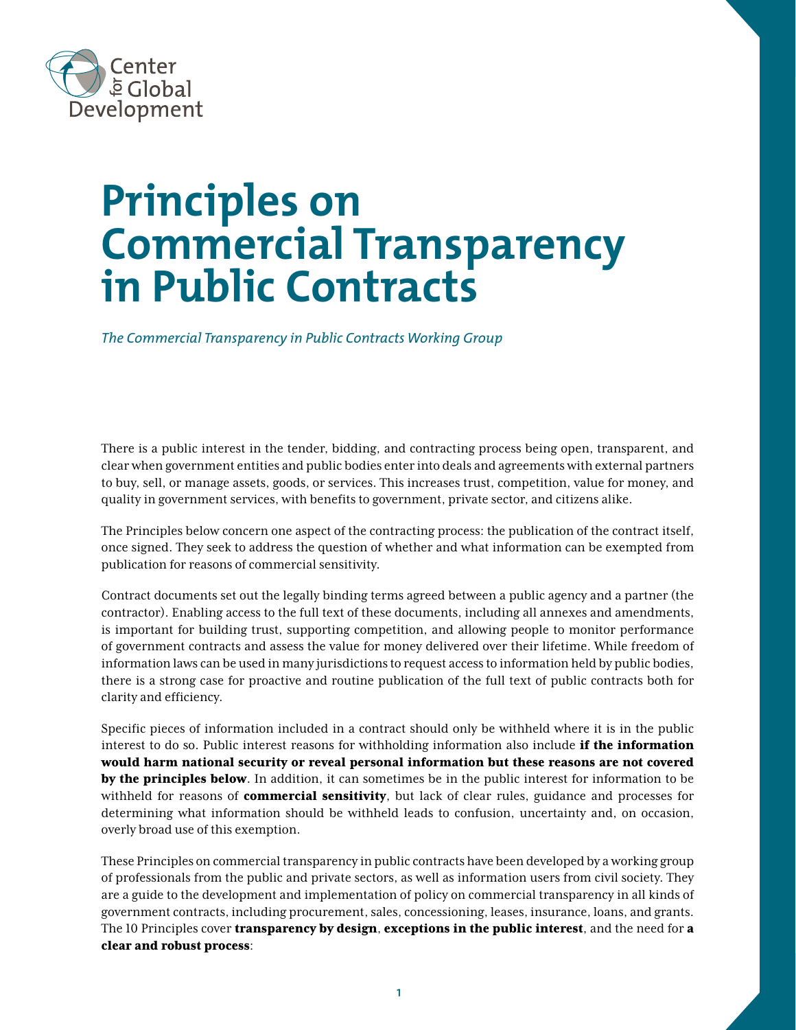Center for Global Development

# Principles on Commercial Transparency in Public Contracts

*The Commercial Transparency in Public Contracts Working Group*

There is a public interest in the tender, bidding, and contracting process being open, transparent, and clear when government entities and public bodies enter into deals and agreements with external partners to buy, sell, or manage assets, goods, or services. This increases trust, competition, value for money, and quality in government services, with benefits to government, private sector, and citizens alike.

The Principles below concern one aspect of the contracting process: the publication of the contract itself, once signed. They seek to address the question of whether and what information can be exempted from publication for reasons of commercial sensitivity.

Contract documents set out the legally binding terms agreed between a public agency and a partner (the contractor). Enabling access to the full text of these documents, including all annexes and amendments, is important for building trust, supporting competition, and allowing people to monitor performance of government contracts and assess the value for money delivered over their lifetime. While freedom of information laws can be used in many jurisdictions to request access to information held by public bodies, there is a strong case for proactive and routine publication of the full text of public contracts both for clarity and efficiency.

Specific pieces of information included in a contract should only be withheld where it is in the public interest to do so. Public interest reasons for withholding information also include **if the information would harm national security or reveal personal information but these reasons are not covered by the principles below**. In addition, it can sometimes be in the public interest for information to be withheld for reasons of **commercial sensitivity**, but lack of clear rules, guidance and processes for determining what information should be withheld leads to confusion, uncertainty and, on occasion, overly broad use of this exemption.

These Principles on commercial transparency in public contracts have been developed by a working group of professionals from the public and private sectors, as well as information users from civil society. They are a guide to the development and implementation of policy on commercial transparency in all kinds of government contracts, including procurement, sales, concessioning, leases, insurance, loans, and grants. The 10 Principles cover **transparency by design**, **exceptions in the public interest**, and the need for **a clear and robust process**: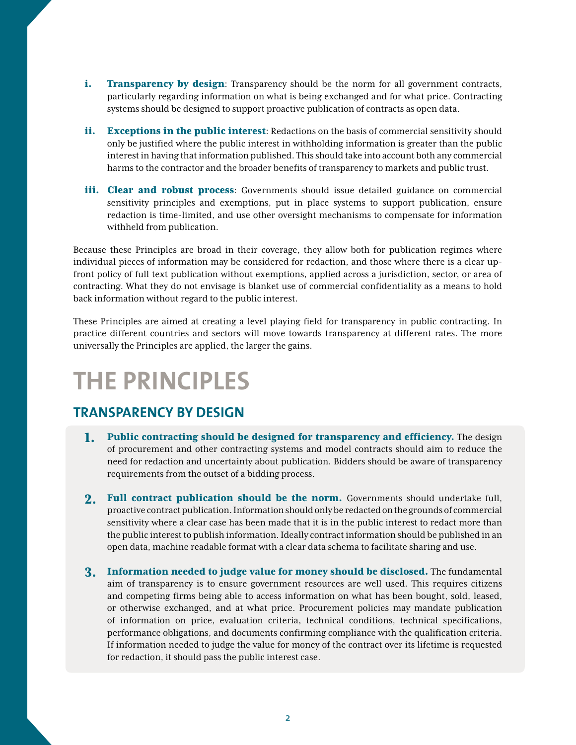i. **Transparency by design**: Transparency should be the norm for all government contracts, particularly regarding information on what is being exchanged and for what price. Contracting systems should be designed to support proactive publication of contracts as open data.

ii. **Exceptions in the public interest**: Redactions on the basis of commercial sensitivity should only be justified where the public interest in withholding information is greater than the public interest in having that information published. This should take into account both any commercial harms to the contractor and the broader benefits of transparency to markets and public trust.

iii. **Clear and robust process**: Governments should issue detailed guidance on commercial sensitivity principles and exemptions, put in place systems to support publication, ensure redaction is time-limited, and use other oversight mechanisms to compensate for information withheld from publication.

Because these Principles are broad in their coverage, they allow both for publication regimes where individual pieces of information may be considered for redaction, and those where there is a clear up-front policy of full text publication without exemptions, applied across a jurisdiction, sector, or area of contracting. What they do not envisage is blanket use of commercial confidentiality as a means to hold back information without regard to the public interest.

These Principles are aimed at creating a level playing field for transparency in public contracting. In practice different countries and sectors will move towards transparency at different rates. The more universally the Principles are applied, the larger the gains.

# THE PRINCIPLES

## TRANSPARENCY BY DESIGN

1. **Public contracting should be designed for transparency and efficiency.** The design of procurement and other contracting systems and model contracts should aim to reduce the need for redaction and uncertainty about publication. Bidders should be aware of transparency requirements from the outset of a bidding process.

2. **Full contract publication should be the norm.** Governments should undertake full, proactive contract publication. Information should only be redacted on the grounds of commercial sensitivity where a clear case has been made that it is in the public interest to redact more than the public interest to publish information. Ideally contract information should be published in an open data, machine readable format with a clear data schema to facilitate sharing and use.

3. **Information needed to judge value for money should be disclosed.** The fundamental aim of transparency is to ensure government resources are well used. This requires citizens and competing firms being able to access information on what has been bought, sold, leased, or otherwise exchanged, and at what price. Procurement policies may mandate publication of information on price, evaluation criteria, technical conditions, technical specifications, performance obligations, and documents confirming compliance with the qualification criteria. If information needed to judge the value for money of the contract over its lifetime is requested for redaction, it should pass the public interest case.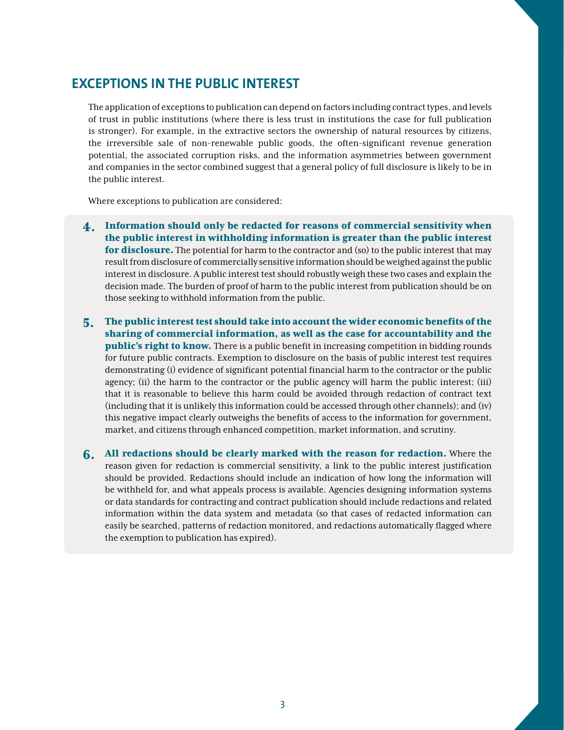## EXCEPTIONS IN THE PUBLIC INTEREST

The application of exceptions to publication can depend on factors including contract types, and levels of trust in public institutions (where there is less trust in institutions the case for full publication is stronger). For example, in the extractive sectors the ownership of natural resources by citizens, the irreversible sale of non-renewable public goods, the often-significant revenue generation potential, the associated corruption risks, and the information asymmetries between government and companies in the sector combined suggest that a general policy of full disclosure is likely to be in the public interest.

Where exceptions to publication are considered:

4. **Information should only be redacted for reasons of commercial sensitivity when the public interest in withholding information is greater than the public interest for disclosure.** The potential for harm to the contractor and (so) to the public interest that may result from disclosure of commercially sensitive information should be weighed against the public interest in disclosure. A public interest test should robustly weigh these two cases and explain the decision made. The burden of proof of harm to the public interest from publication should be on those seeking to withhold information from the public.

5. **The public interest test should take into account the wider economic benefits of the sharing of commercial information, as well as the case for accountability and the public's right to know.** There is a public benefit in increasing competition in bidding rounds for future public contracts. Exemption to disclosure on the basis of public interest test requires demonstrating (i) evidence of significant potential financial harm to the contractor or the public agency; (ii) the harm to the contractor or the public agency will harm the public interest; (iii) that it is reasonable to believe this harm could be avoided through redaction of contract text (including that it is unlikely this information could be accessed through other channels); and (iv) this negative impact clearly outweighs the benefits of access to the information for government, market, and citizens through enhanced competition, market information, and scrutiny.

6. **All redactions should be clearly marked with the reason for redaction.** Where the reason given for redaction is commercial sensitivity, a link to the public interest justification should be provided. Redactions should include an indication of how long the information will be withheld for, and what appeals process is available. Agencies designing information systems or data standards for contracting and contract publication should include redactions and related information within the data system and metadata (so that cases of redacted information can easily be searched, patterns of redaction monitored, and redactions automatically flagged where the exemption to publication has expired).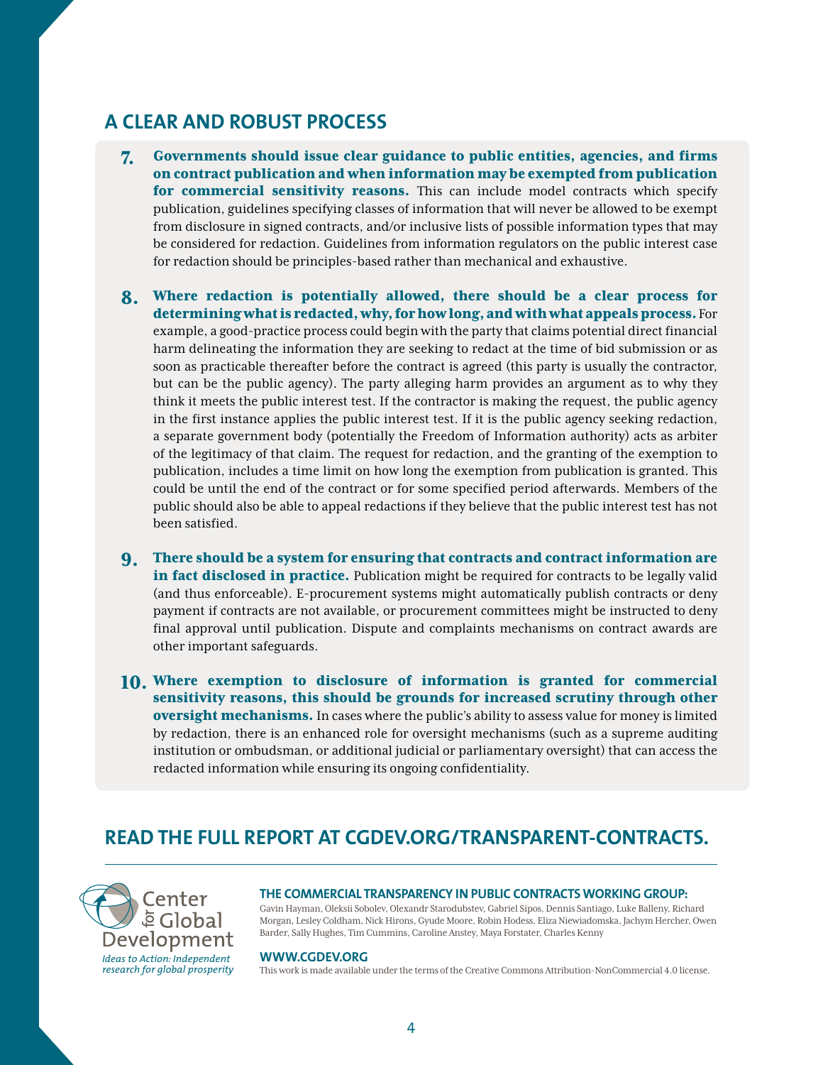## A CLEAR AND ROBUST PROCESS

7. **Governments should issue clear guidance to public entities, agencies, and firms on contract publication and when information may be exempted from publication for commercial sensitivity reasons.** This can include model contracts which specify publication, guidelines specifying classes of information that will never be allowed to be exempt from disclosure in signed contracts, and/or inclusive lists of possible information types that may be considered for redaction. Guidelines from information regulators on the public interest case for redaction should be principles-based rather than mechanical and exhaustive.

8. **Where redaction is potentially allowed, there should be a clear process for determining what is redacted, why, for how long, and with what appeals process.** For example, a good-practice process could begin with the party that claims potential direct financial harm delineating the information they are seeking to redact at the time of bid submission or as soon as practicable thereafter before the contract is agreed (this party is usually the contractor, but can be the public agency). The party alleging harm provides an argument as to why they think it meets the public interest test. If the contractor is making the request, the public agency in the first instance applies the public interest test. If it is the public agency seeking redaction, a separate government body (potentially the Freedom of Information authority) acts as arbiter of the legitimacy of that claim. The request for redaction, and the granting of the exemption to publication, includes a time limit on how long the exemption from publication is granted. This could be until the end of the contract or for some specified period afterwards. Members of the public should also be able to appeal redactions if they believe that the public interest test has not been satisfied.

9. **There should be a system for ensuring that contracts and contract information are in fact disclosed in practice.** Publication might be required for contracts to be legally valid (and thus enforceable). E-procurement systems might automatically publish contracts or deny payment if contracts are not available, or procurement committees might be instructed to deny final approval until publication. Dispute and complaints mechanisms on contract awards are other important safeguards.

10. **Where exemption to disclosure of information is granted for commercial sensitivity reasons, this should be grounds for increased scrutiny through other oversight mechanisms.** In cases where the public's ability to assess value for money is limited by redaction, there is an enhanced role for oversight mechanisms (such as a supreme auditing institution or ombudsman, or additional judicial or parliamentary oversight) that can access the redacted information while ensuring its ongoing confidentiality.

## READ THE FULL REPORT AT CGDEV.ORG/TRANSPARENT-CONTRACTS.

Center for Global Development

*Ideas to Action: Independent research for global prosperity*

**THE COMMERCIAL TRANSPARENCY IN PUBLIC CONTRACTS WORKING GROUP:**

Gavin Hayman, Oleksii Sobolev, Olexandr Starodubstev, Gabriel Sipos, Dennis Santiago, Luke Balleny, Richard Morgan, Lesley Coldham, Nick Hirons, Gyude Moore, Robin Hodess, Eliza Niewiadomska, Jachym Hercher, Owen Barder, Sally Hughes, Tim Cummins, Caroline Anstey, Maya Forstater, Charles Kenny

**WWW.CGDEV.ORG**

This work is made available under the terms of the Creative Commons Attribution-NonCommercial 4.0 license.